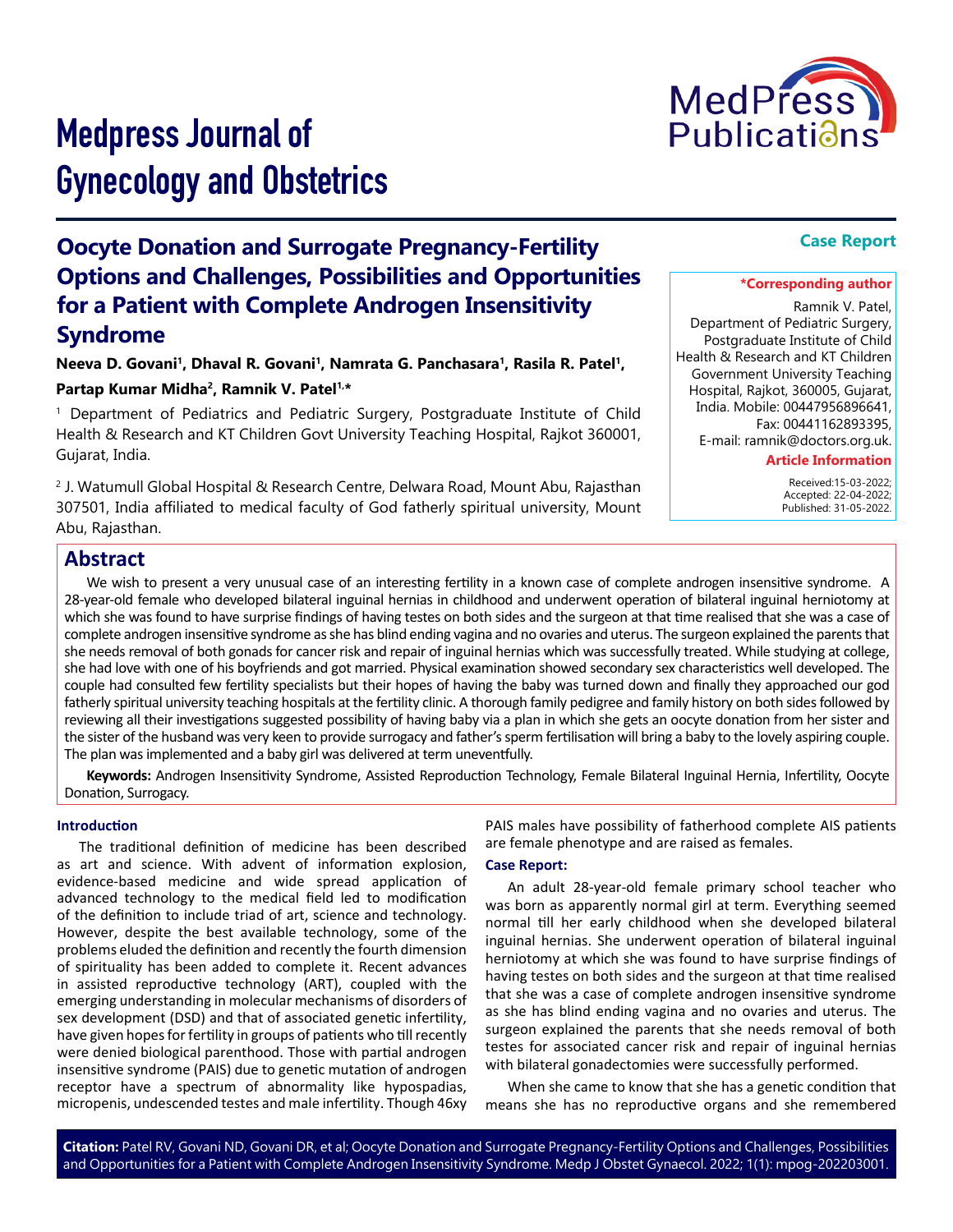# Medpress Journal of Gynecology and Obstetrics

**Case Report**

# Oocyte Donation and Surrogate Pregnancy-Fertility Options and Challenges, Possibilities and Opportunities for a Patient with Complete Androgen Insensitivity Syndrome

**Neeva D. Govani[1], Dhaval R. Govani[1], Namrata G. Panchasara[1], Rasila R. Patel[1], Partap Kumar Midha[2], Ramnik V. Patel[1,*]**

[1] Department of Pediatrics and Pediatric Surgery, Postgraduate Institute of Child Health & Research and KT Children Govt University Teaching Hospital, Rajkot 360001, Gujarat, India.

[2] J. Watumull Global Hospital & Research Centre, Delwara Road, Mount Abu, Rajasthan 307501, India affiliated to medical faculty of God fatherly spiritual university, Mount Abu, Rajasthan.

**\*Corresponding author**

Ramnik V. Patel, Department of Pediatric Surgery, Postgraduate Institute of Child Health & Research and KT Children Government University Teaching Hospital, Rajkot, 360005, Gujarat, India. Mobile: 00447956896641, Fax: 00441162893395, E-mail: ramnik@doctors.org.uk.

**Article Information**

Received:15-03-2022; Accepted: 22-04-2022; Published: 31-05-2022.

## Abstract

We wish to present a very unusual case of an interesting fertility in a known case of complete androgen insensitive syndrome. A 28-year-old female who developed bilateral inguinal hernias in childhood and underwent operation of bilateral inguinal herniotomy at which she was found to have surprise findings of having testes on both sides and the surgeon at that time realised that she was a case of complete androgen insensitive syndrome as she has blind ending vagina and no ovaries and uterus. The surgeon explained the parents that she needs removal of both gonads for cancer risk and repair of inguinal hernias which was successfully treated. While studying at college, she had love with one of his boyfriends and got married. Physical examination showed secondary sex characteristics well developed. The couple had consulted few fertility specialists but their hopes of having the baby was turned down and finally they approached our god fatherly spiritual university teaching hospitals at the fertility clinic. A thorough family pedigree and family history on both sides followed by reviewing all their investigations suggested possibility of having baby via a plan in which she gets an oocyte donation from her sister and the sister of the husband was very keen to provide surrogacy and father's sperm fertilisation will bring a baby to the lovely aspiring couple. The plan was implemented and a baby girl was delivered at term uneventfully.

**Keywords:** Androgen Insensitivity Syndrome, Assisted Reproduction Technology, Female Bilateral Inguinal Hernia, Infertility, Oocyte Donation, Surrogacy.

### Introduction

The traditional definition of medicine has been described as art and science. With advent of information explosion, evidence-based medicine and wide spread application of advanced technology to the medical field led to modification of the definition to include triad of art, science and technology. However, despite the best available technology, some of the problems eluded the definition and recently the fourth dimension of spirituality has been added to complete it. Recent advances in assisted reproductive technology (ART), coupled with the emerging understanding in molecular mechanisms of disorders of sex development (DSD) and that of associated genetic infertility, have given hopes for fertility in groups of patients who till recently were denied biological parenthood. Those with partial androgen insensitive syndrome (PAIS) due to genetic mutation of androgen receptor have a spectrum of abnormality like hypospadias, micropenis, undescended testes and male infertility. Though 46xy PAIS males have possibility of fatherhood complete AIS patients are female phenotype and are raised as females.

### Case Report:

An adult 28-year-old female primary school teacher who was born as apparently normal girl at term. Everything seemed normal till her early childhood when she developed bilateral inguinal hernias. She underwent operation of bilateral inguinal herniotomy at which she was found to have surprise findings of having testes on both sides and the surgeon at that time realised that she was a case of complete androgen insensitive syndrome as she has blind ending vagina and no ovaries and uterus. The surgeon explained the parents that she needs removal of both testes for associated cancer risk and repair of inguinal hernias with bilateral gonadectomies were successfully performed.

When she came to know that she has a genetic condition that means she has no reproductive organs and she remembered

**Citation:** Patel RV, Govani ND, Govani DR, et al; Oocyte Donation and Surrogate Pregnancy-Fertility Options and Challenges, Possibilities and Opportunities for a Patient with Complete Androgen Insensitivity Syndrome. Medp J Obstet Gynaecol. 2022; 1(1): mpog-202203001.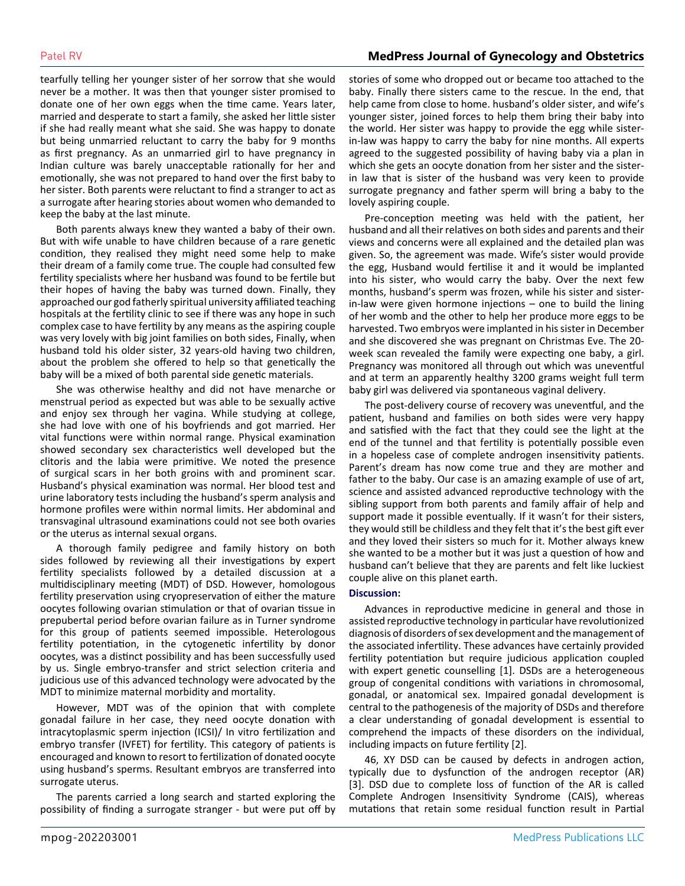tearfully telling her younger sister of her sorrow that she would never be a mother. It was then that younger sister promised to donate one of her own eggs when the time came. Years later, married and desperate to start a family, she asked her little sister if she had really meant what she said. She was happy to donate but being unmarried reluctant to carry the baby for 9 months as first pregnancy. As an unmarried girl to have pregnancy in Indian culture was barely unacceptable rationally for her and emotionally, she was not prepared to hand over the first baby to her sister. Both parents were reluctant to find a stranger to act as a surrogate after hearing stories about women who demanded to keep the baby at the last minute.

Both parents always knew they wanted a baby of their own. But with wife unable to have children because of a rare genetic condition, they realised they might need some help to make their dream of a family come true. The couple had consulted few fertility specialists where her husband was found to be fertile but their hopes of having the baby was turned down. Finally, they approached our god fatherly spiritual university affiliated teaching hospitals at the fertility clinic to see if there was any hope in such complex case to have fertility by any means as the aspiring couple was very lovely with big joint families on both sides, Finally, when husband told his older sister, 32 years-old having two children, about the problem she offered to help so that genetically the baby will be a mixed of both parental side genetic materials.

She was otherwise healthy and did not have menarche or menstrual period as expected but was able to be sexually active and enjoy sex through her vagina. While studying at college, she had love with one of his boyfriends and got married. Her vital functions were within normal range. Physical examination showed secondary sex characteristics well developed but the clitoris and the labia were primitive. We noted the presence of surgical scars in her both groins with and prominent scar. Husband's physical examination was normal. Her blood test and urine laboratory tests including the husband's sperm analysis and hormone profiles were within normal limits. Her abdominal and transvaginal ultrasound examinations could not see both ovaries or the uterus as internal sexual organs.

A thorough family pedigree and family history on both sides followed by reviewing all their investigations by expert fertility specialists followed by a detailed discussion at a multidisciplinary meeting (MDT) of DSD. However, homologous fertility preservation using cryopreservation of either the mature oocytes following ovarian stimulation or that of ovarian tissue in prepubertal period before ovarian failure as in Turner syndrome for this group of patients seemed impossible. Heterologous fertility potentiation, in the cytogenetic infertility by donor oocytes, was a distinct possibility and has been successfully used by us. Single embryo-transfer and strict selection criteria and judicious use of this advanced technology were advocated by the MDT to minimize maternal morbidity and mortality.

However, MDT was of the opinion that with complete gonadal failure in her case, they need oocyte donation with intracytoplasmic sperm injection (ICSI)/ In vitro fertilization and embryo transfer (IVFET) for fertility. This category of patients is encouraged and known to resort to fertilization of donated oocyte using husband's sperms. Resultant embryos are transferred into surrogate uterus.

The parents carried a long search and started exploring the possibility of finding a surrogate stranger - but were put off by stories of some who dropped out or became too attached to the baby. Finally there sisters came to the rescue. In the end, that help came from close to home. husband's older sister, and wife's younger sister, joined forces to help them bring their baby into the world. Her sister was happy to provide the egg while sister-in-law was happy to carry the baby for nine months. All experts agreed to the suggested possibility of having baby via a plan in which she gets an oocyte donation from her sister and the sister-in law that is sister of the husband was very keen to provide surrogate pregnancy and father sperm will bring a baby to the lovely aspiring couple.

Pre-conception meeting was held with the patient, her husband and all their relatives on both sides and parents and their views and concerns were all explained and the detailed plan was given. So, the agreement was made. Wife's sister would provide the egg, Husband would fertilise it and it would be implanted into his sister, who would carry the baby. Over the next few months, husband's sperm was frozen, while his sister and sister-in-law were given hormone injections – one to build the lining of her womb and the other to help her produce more eggs to be harvested. Two embryos were implanted in his sister in December and she discovered she was pregnant on Christmas Eve. The 20-week scan revealed the family were expecting one baby, a girl. Pregnancy was monitored all through out which was uneventful and at term an apparently healthy 3200 grams weight full term baby girl was delivered via spontaneous vaginal delivery.

The post-delivery course of recovery was uneventful, and the patient, husband and families on both sides were very happy and satisfied with the fact that they could see the light at the end of the tunnel and that fertility is potentially possible even in a hopeless case of complete androgen insensitivity patients. Parent's dream has now come true and they are mother and father to the baby. Our case is an amazing example of use of art, science and assisted advanced reproductive technology with the sibling support from both parents and family affair of help and support made it possible eventually. If it wasn't for their sisters, they would still be childless and they felt that it's the best gift ever and they loved their sisters so much for it. Mother always knew she wanted to be a mother but it was just a question of how and husband can't believe that they are parents and felt like luckiest couple alive on this planet earth.

## Discussion:

Advances in reproductive medicine in general and those in assisted reproductive technology in particular have revolutionized diagnosis of disorders of sex development and the management of the associated infertility. These advances have certainly provided fertility potentiation but require judicious application coupled with expert genetic counselling [1]. DSDs are a heterogeneous group of congenital conditions with variations in chromosomal, gonadal, or anatomical sex. Impaired gonadal development is central to the pathogenesis of the majority of DSDs and therefore a clear understanding of gonadal development is essential to comprehend the impacts of these disorders on the individual, including impacts on future fertility [2].

46, XY DSD can be caused by defects in androgen action, typically due to dysfunction of the androgen receptor (AR) [3]. DSD due to complete loss of function of the AR is called Complete Androgen Insensitivity Syndrome (CAIS), whereas mutations that retain some residual function result in Partial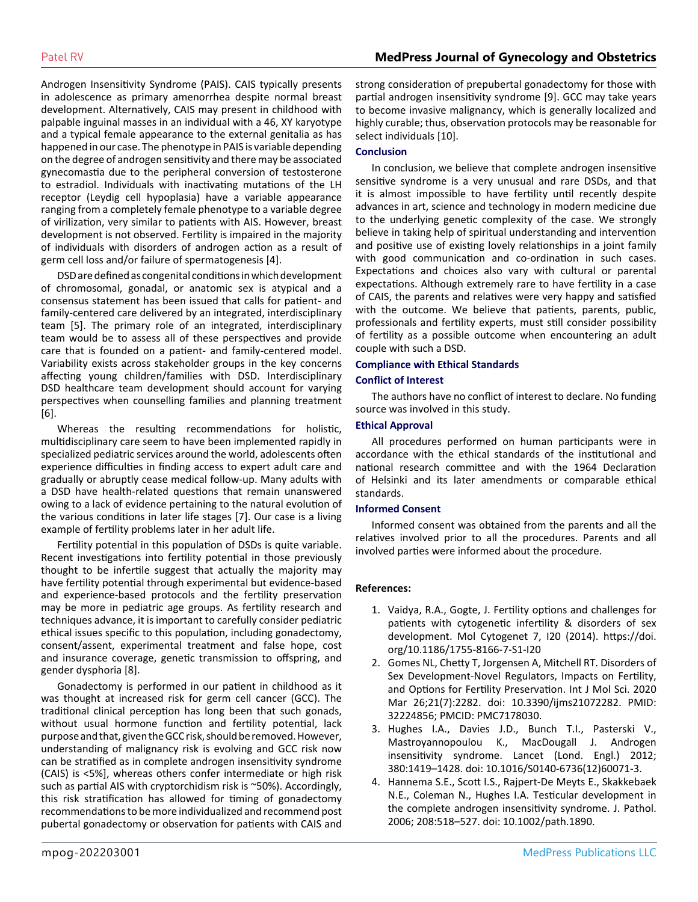Androgen Insensitivity Syndrome (PAIS). CAIS typically presents in adolescence as primary amenorrhea despite normal breast development. Alternatively, CAIS may present in childhood with palpable inguinal masses in an individual with a 46, XY karyotype and a typical female appearance to the external genitalia as has happened in our case. The phenotype in PAIS is variable depending on the degree of androgen sensitivity and there may be associated gynecomastia due to the peripheral conversion of testosterone to estradiol. Individuals with inactivating mutations of the LH receptor (Leydig cell hypoplasia) have a variable appearance ranging from a completely female phenotype to a variable degree of virilization, very similar to patients with AIS. However, breast development is not observed. Fertility is impaired in the majority of individuals with disorders of androgen action as a result of germ cell loss and/or failure of spermatogenesis [4].

DSD are defined as congenital conditions in which development of chromosomal, gonadal, or anatomic sex is atypical and a consensus statement has been issued that calls for patient- and family-centered care delivered by an integrated, interdisciplinary team [5]. The primary role of an integrated, interdisciplinary team would be to assess all of these perspectives and provide care that is founded on a patient- and family-centered model. Variability exists across stakeholder groups in the key concerns affecting young children/families with DSD. Interdisciplinary DSD healthcare team development should account for varying perspectives when counselling families and planning treatment [6].

Whereas the resulting recommendations for holistic, multidisciplinary care seem to have been implemented rapidly in specialized pediatric services around the world, adolescents often experience difficulties in finding access to expert adult care and gradually or abruptly cease medical follow-up. Many adults with a DSD have health-related questions that remain unanswered owing to a lack of evidence pertaining to the natural evolution of the various conditions in later life stages [7]. Our case is a living example of fertility problems later in her adult life.

Fertility potential in this population of DSDs is quite variable. Recent investigations into fertility potential in those previously thought to be infertile suggest that actually the majority may have fertility potential through experimental but evidence-based and experience-based protocols and the fertility preservation may be more in pediatric age groups. As fertility research and techniques advance, it is important to carefully consider pediatric ethical issues specific to this population, including gonadectomy, consent/assent, experimental treatment and false hope, cost and insurance coverage, genetic transmission to offspring, and gender dysphoria [8].

Gonadectomy is performed in our patient in childhood as it was thought at increased risk for germ cell cancer (GCC). The traditional clinical perception has long been that such gonads, without usual hormone function and fertility potential, lack purpose and that, given the GCC risk, should be removed. However, understanding of malignancy risk is evolving and GCC risk now can be stratified as in complete androgen insensitivity syndrome (CAIS) is <5%], whereas others confer intermediate or high risk such as partial AIS with cryptorchidism risk is ~50%). Accordingly, this risk stratification has allowed for timing of gonadectomy recommendations to be more individualized and recommend post pubertal gonadectomy or observation for patients with CAIS and strong consideration of prepubertal gonadectomy for those with partial androgen insensitivity syndrome [9]. GCC may take years to become invasive malignancy, which is generally localized and highly curable; thus, observation protocols may be reasonable for select individuals [10].

## Conclusion

In conclusion, we believe that complete androgen insensitive sensitive syndrome is a very unusual and rare DSDs, and that it is almost impossible to have fertility until recently despite advances in art, science and technology in modern medicine due to the underlying genetic complexity of the case. We strongly believe in taking help of spiritual understanding and intervention and positive use of existing lovely relationships in a joint family with good communication and co-ordination in such cases. Expectations and choices also vary with cultural or parental expectations. Although extremely rare to have fertility in a case of CAIS, the parents and relatives were very happy and satisfied with the outcome. We believe that patients, parents, public, professionals and fertility experts, must still consider possibility of fertility as a possible outcome when encountering an adult couple with such a DSD.

## Compliance with Ethical Standards

### Conflict of Interest

The authors have no conflict of interest to declare. No funding source was involved in this study.

### Ethical Approval

All procedures performed on human participants were in accordance with the ethical standards of the institutional and national research committee and with the 1964 Declaration of Helsinki and its later amendments or comparable ethical standards.

### Informed Consent

Informed consent was obtained from the parents and all the relatives involved prior to all the procedures. Parents and all involved parties were informed about the procedure.

## References:

1. Vaidya, R.A., Gogte, J. Fertility options and challenges for patients with cytogenetic infertility & disorders of sex development. Mol Cytogenet 7, I20 (2014). https://doi.org/10.1186/1755-8166-7-S1-I20
2. Gomes NL, Chetty T, Jorgensen A, Mitchell RT. Disorders of Sex Development-Novel Regulators, Impacts on Fertility, and Options for Fertility Preservation. Int J Mol Sci. 2020 Mar 26;21(7):2282. doi: 10.3390/ijms21072282. PMID: 32224856; PMCID: PMC7178030.
3. Hughes I.A., Davies J.D., Bunch T.I., Pasterski V., Mastroyannopoulou K., MacDougall J. Androgen insensitivity syndrome. Lancet (Lond. Engl.) 2012; 380:1419–1428. doi: 10.1016/S0140-6736(12)60071-3.
4. Hannema S.E., Scott I.S., Rajpert-De Meyts E., Skakkebaek N.E., Coleman N., Hughes I.A. Testicular development in the complete androgen insensitivity syndrome. J. Pathol. 2006; 208:518–527. doi: 10.1002/path.1890.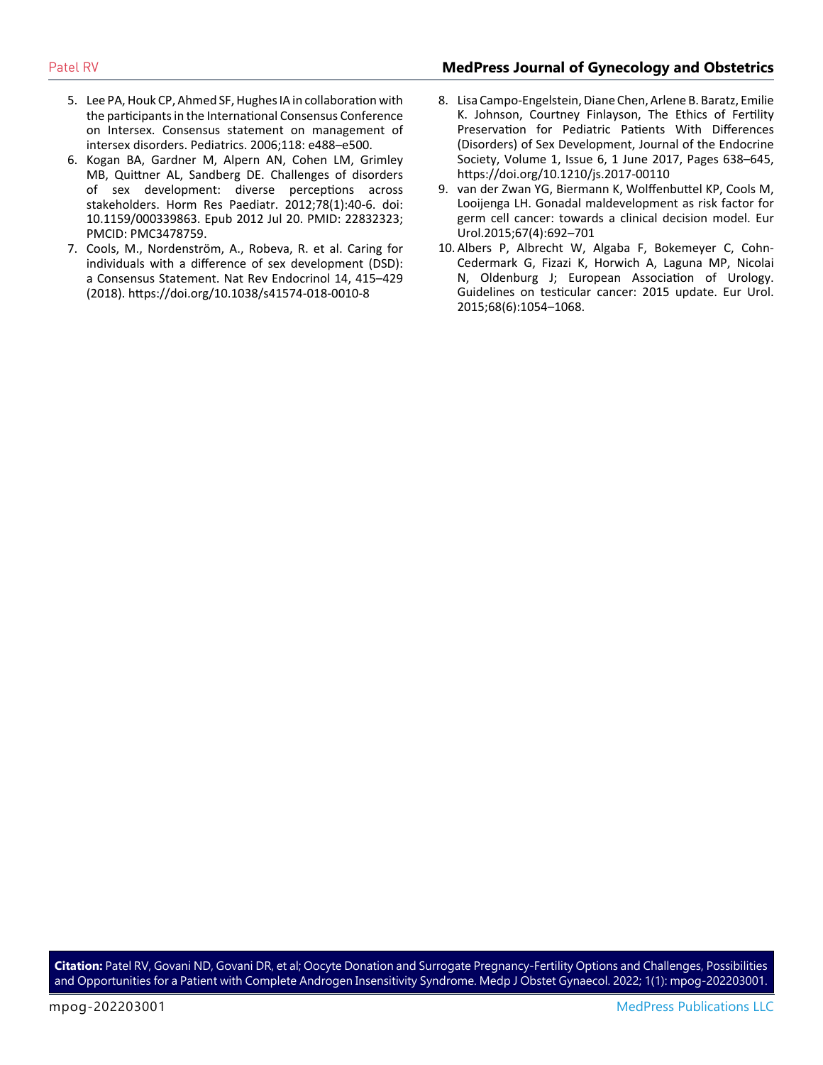5. Lee PA, Houk CP, Ahmed SF, Hughes IA in collaboration with the participants in the International Consensus Conference on Intersex. Consensus statement on management of intersex disorders. Pediatrics. 2006;118: e488–e500.
6. Kogan BA, Gardner M, Alpern AN, Cohen LM, Grimley MB, Quittner AL, Sandberg DE. Challenges of disorders of sex development: diverse perceptions across stakeholders. Horm Res Paediatr. 2012;78(1):40-6. doi: 10.1159/000339863. Epub 2012 Jul 20. PMID: 22832323; PMCID: PMC3478759.
7. Cools, M., Nordenström, A., Robeva, R. et al. Caring for individuals with a difference of sex development (DSD): a Consensus Statement. Nat Rev Endocrinol 14, 415–429 (2018). https://doi.org/10.1038/s41574-018-0010-8
8. Lisa Campo-Engelstein, Diane Chen, Arlene B. Baratz, Emilie K. Johnson, Courtney Finlayson, The Ethics of Fertility Preservation for Pediatric Patients With Differences (Disorders) of Sex Development, Journal of the Endocrine Society, Volume 1, Issue 6, 1 June 2017, Pages 638–645, https://doi.org/10.1210/js.2017-00110
9. van der Zwan YG, Biermann K, Wolffenbuttel KP, Cools M, Looijenga LH. Gonadal maldevelopment as risk factor for germ cell cancer: towards a clinical decision model. Eur Urol.2015;67(4):692–701
10. Albers P, Albrecht W, Algaba F, Bokemeyer C, Cohn-Cedermark G, Fizazi K, Horwich A, Laguna MP, Nicolai N, Oldenburg J; European Association of Urology. Guidelines on testicular cancer: 2015 update. Eur Urol. 2015;68(6):1054–1068.

**Citation:** Patel RV, Govani ND, Govani DR, et al; Oocyte Donation and Surrogate Pregnancy-Fertility Options and Challenges, Possibilities and Opportunities for a Patient with Complete Androgen Insensitivity Syndrome. Medp J Obstet Gynaecol. 2022; 1(1): mpog-202203001.